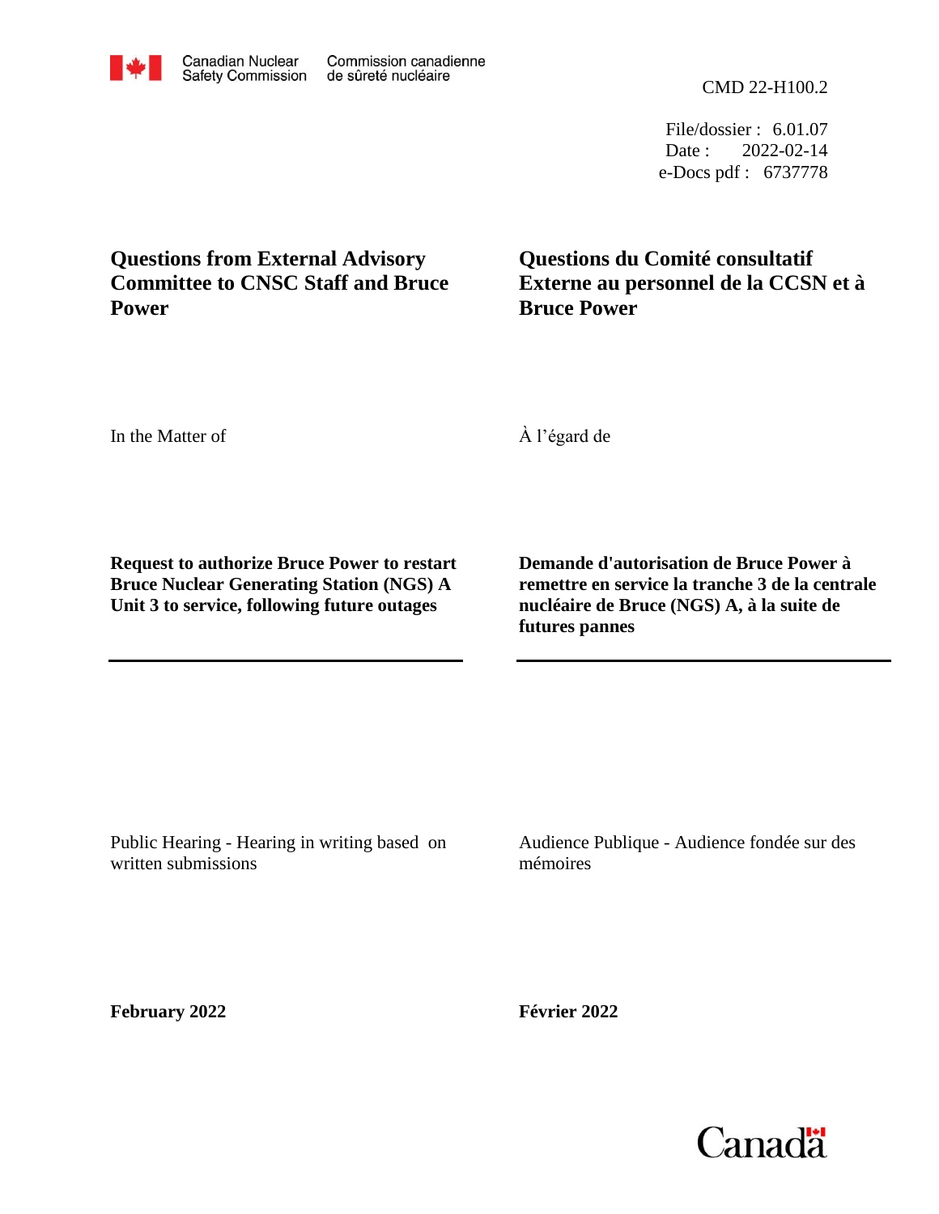Canadian Nuclear Safety Commission | Commission canadienne de sûreté nucléaire

CMD 22-H100.2

File/dossier : 6.01.07
Date : 2022-02-14
e-Docs pdf : 6737778

# Questions from External Advisory Committee to CNSC Staff and Bruce Power

# Questions du Comité consultatif Externe au personnel de la CCSN et à Bruce Power

In the Matter of

À l'égard de

**Request to authorize Bruce Power to restart Bruce Nuclear Generating Station (NGS) A Unit 3 to service, following future outages**

**Demande d'autorisation de Bruce Power à remettre en service la tranche 3 de la centrale nucléaire de Bruce (NGS) A, à la suite de futures pannes**

---

Public Hearing - Hearing in writing based on written submissions

Audience Publique - Audience fondée sur des mémoires

**February 2022**

**Février 2022**

Canada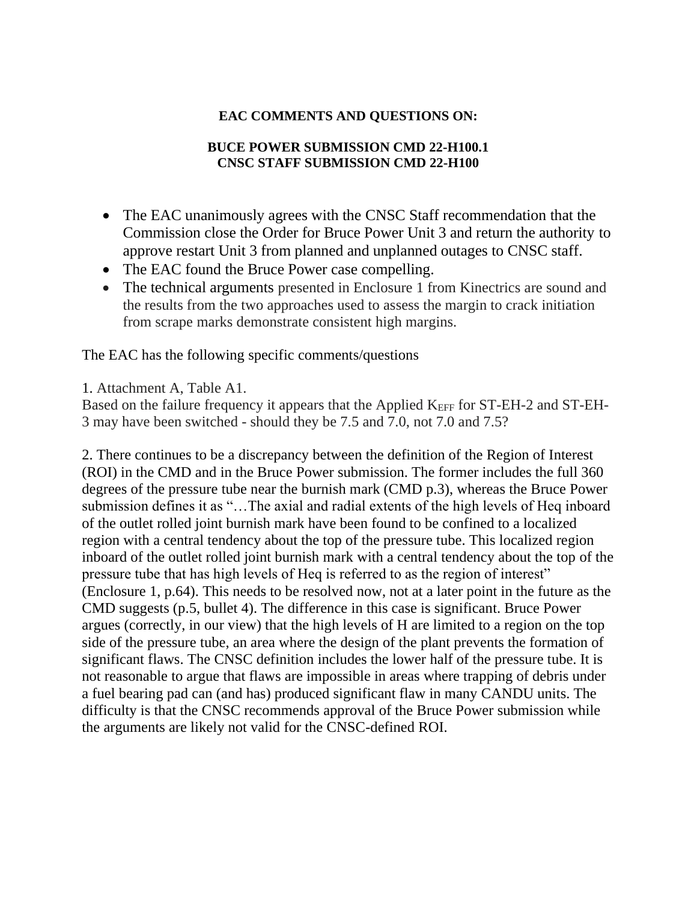**EAC COMMENTS AND QUESTIONS ON:**

**BUCE POWER SUBMISSION CMD 22-H100.1**
**CNSC STAFF SUBMISSION CMD 22-H100**

- The EAC unanimously agrees with the CNSC Staff recommendation that the Commission close the Order for Bruce Power Unit 3 and return the authority to approve restart Unit 3 from planned and unplanned outages to CNSC staff.
- The EAC found the Bruce Power case compelling.
- The technical arguments presented in Enclosure 1 from Kinectrics are sound and the results from the two approaches used to assess the margin to crack initiation from scrape marks demonstrate consistent high margins.

The EAC has the following specific comments/questions

1. Attachment A, Table A1.
Based on the failure frequency it appears that the Applied $K_{EFF}$ for ST-EH-2 and ST-EH-3 may have been switched - should they be 7.5 and 7.0, not 7.0 and 7.5?

2. There continues to be a discrepancy between the definition of the Region of Interest (ROI) in the CMD and in the Bruce Power submission. The former includes the full 360 degrees of the pressure tube near the burnish mark (CMD p.3), whereas the Bruce Power submission defines it as "…The axial and radial extents of the high levels of Heq inboard of the outlet rolled joint burnish mark have been found to be confined to a localized region with a central tendency about the top of the pressure tube. This localized region inboard of the outlet rolled joint burnish mark with a central tendency about the top of the pressure tube that has high levels of Heq is referred to as the region of interest" (Enclosure 1, p.64). This needs to be resolved now, not at a later point in the future as the CMD suggests (p.5, bullet 4). The difference in this case is significant. Bruce Power argues (correctly, in our view) that the high levels of H are limited to a region on the top side of the pressure tube, an area where the design of the plant prevents the formation of significant flaws. The CNSC definition includes the lower half of the pressure tube. It is not reasonable to argue that flaws are impossible in areas where trapping of debris under a fuel bearing pad can (and has) produced significant flaw in many CANDU units. The difficulty is that the CNSC recommends approval of the Bruce Power submission while the arguments are likely not valid for the CNSC-defined ROI.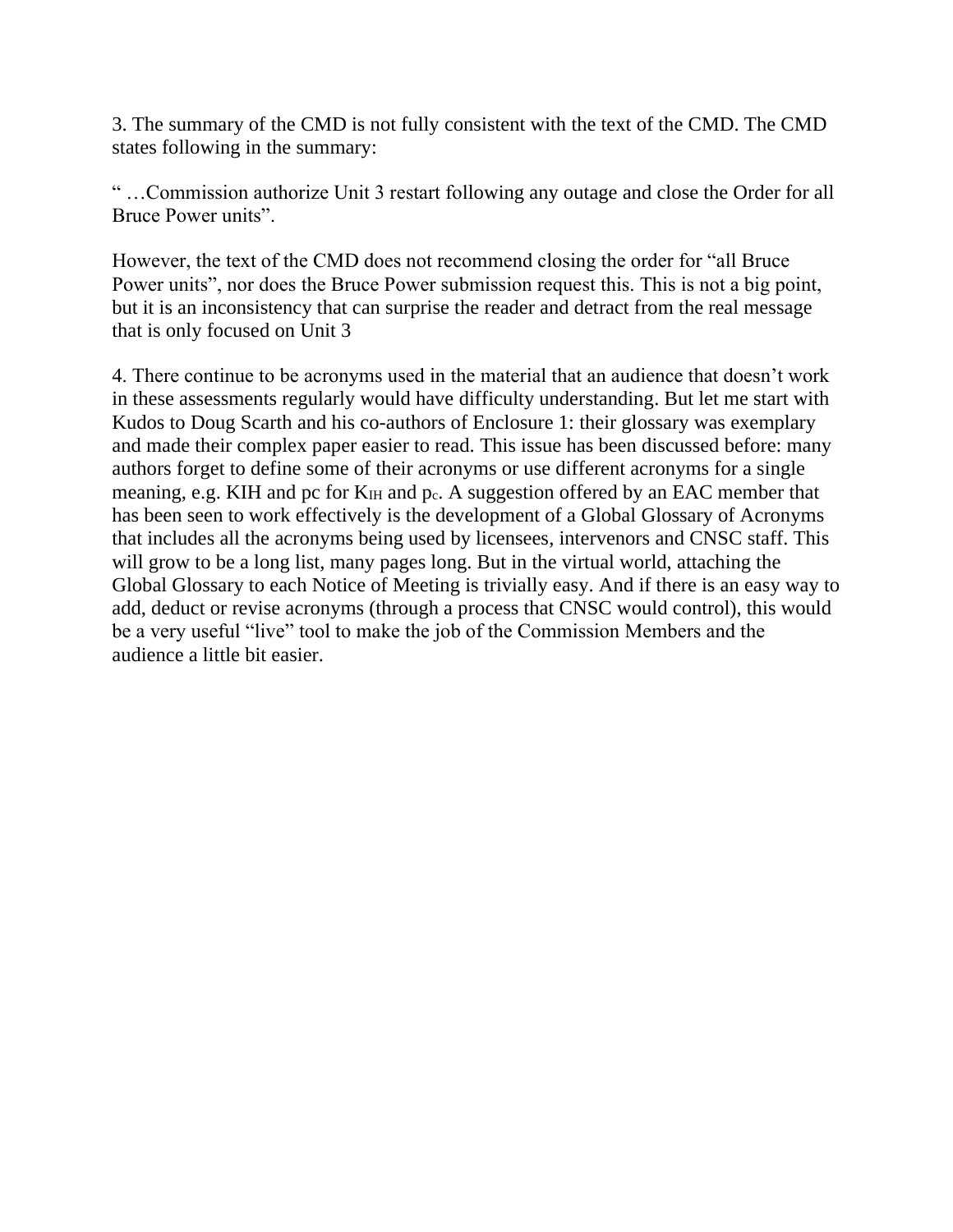3. The summary of the CMD is not fully consistent with the text of the CMD. The CMD states following in the summary:

" …Commission authorize Unit 3 restart following any outage and close the Order for all Bruce Power units".

However, the text of the CMD does not recommend closing the order for "all Bruce Power units", nor does the Bruce Power submission request this. This is not a big point, but it is an inconsistency that can surprise the reader and detract from the real message that is only focused on Unit 3

4. There continue to be acronyms used in the material that an audience that doesn't work in these assessments regularly would have difficulty understanding. But let me start with Kudos to Doug Scarth and his co-authors of Enclosure 1: their glossary was exemplary and made their complex paper easier to read. This issue has been discussed before: many authors forget to define some of their acronyms or use different acronyms for a single meaning, e.g. KIH and pc for $K_{IH}$ and $p_c$. A suggestion offered by an EAC member that has been seen to work effectively is the development of a Global Glossary of Acronyms that includes all the acronyms being used by licensees, intervenors and CNSC staff. This will grow to be a long list, many pages long. But in the virtual world, attaching the Global Glossary to each Notice of Meeting is trivially easy. And if there is an easy way to add, deduct or revise acronyms (through a process that CNSC would control), this would be a very useful "live" tool to make the job of the Commission Members and the audience a little bit easier.